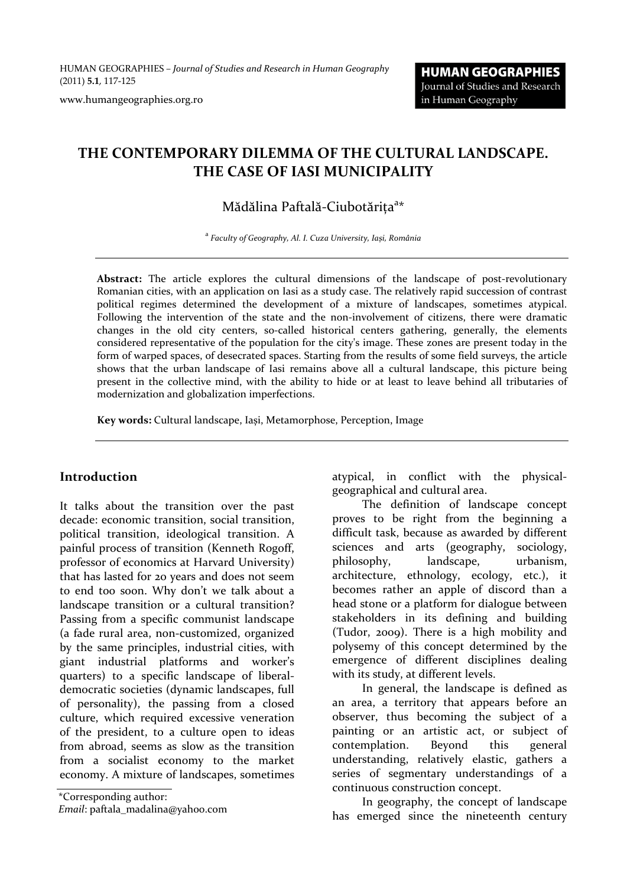# THE CONTEMPORARY DILEMMA OF THE CULTURAL LANDSCAPE. THE CASE OF IASI MUNICIPALITY

Mădălina Paftală-Ciubotărița[a]*

[a] *Faculty of Geography, Al. I. Cuza University, Iași, România*

**Abstract:** The article explores the cultural dimensions of the landscape of post-revolutionary Romanian cities, with an application on Iasi as a study case. The relatively rapid succession of contrast political regimes determined the development of a mixture of landscapes, sometimes atypical. Following the intervention of the state and the non-involvement of citizens, there were dramatic changes in the old city centers, so-called historical centers gathering, generally, the elements considered representative of the population for the city's image. These zones are present today in the form of warped spaces, of desecrated spaces. Starting from the results of some field surveys, the article shows that the urban landscape of Iasi remains above all a cultural landscape, this picture being present in the collective mind, with the ability to hide or at least to leave behind all tributaries of modernization and globalization imperfections.

**Key words:** Cultural landscape, Iași, Metamorphose, Perception, Image

## Introduction

It talks about the transition over the past decade: economic transition, social transition, political transition, ideological transition. A painful process of transition (Kenneth Rogoff, professor of economics at Harvard University) that has lasted for 20 years and does not seem to end too soon. Why don't we talk about a landscape transition or a cultural transition? Passing from a specific communist landscape (a fade rural area, non-customized, organized by the same principles, industrial cities, with giant industrial platforms and worker's quarters) to a specific landscape of liberal-democratic societies (dynamic landscapes, full of personality), the passing from a closed culture, which required excessive veneration of the president, to a culture open to ideas from abroad, seems as slow as the transition from a socialist economy to the market economy. A mixture of landscapes, sometimes atypical, in conflict with the physical-geographical and cultural area.

The definition of landscape concept proves to be right from the beginning a difficult task, because as awarded by different sciences and arts (geography, sociology, philosophy, landscape, urbanism, architecture, ethnology, ecology, etc.), it becomes rather an apple of discord than a head stone or a platform for dialogue between stakeholders in its defining and building (Tudor, 2009). There is a high mobility and polysemy of this concept determined by the emergence of different disciplines dealing with its study, at different levels.

In general, the landscape is defined as an area, a territory that appears before an observer, thus becoming the subject of a painting or an artistic act, or subject of contemplation. Beyond this general understanding, relatively elastic, gathers a series of segmentary understandings of a continuous construction concept.

In geography, the concept of landscape has emerged since the nineteenth century

*Corresponding author:
*Email*: paftala_madalina@yahoo.com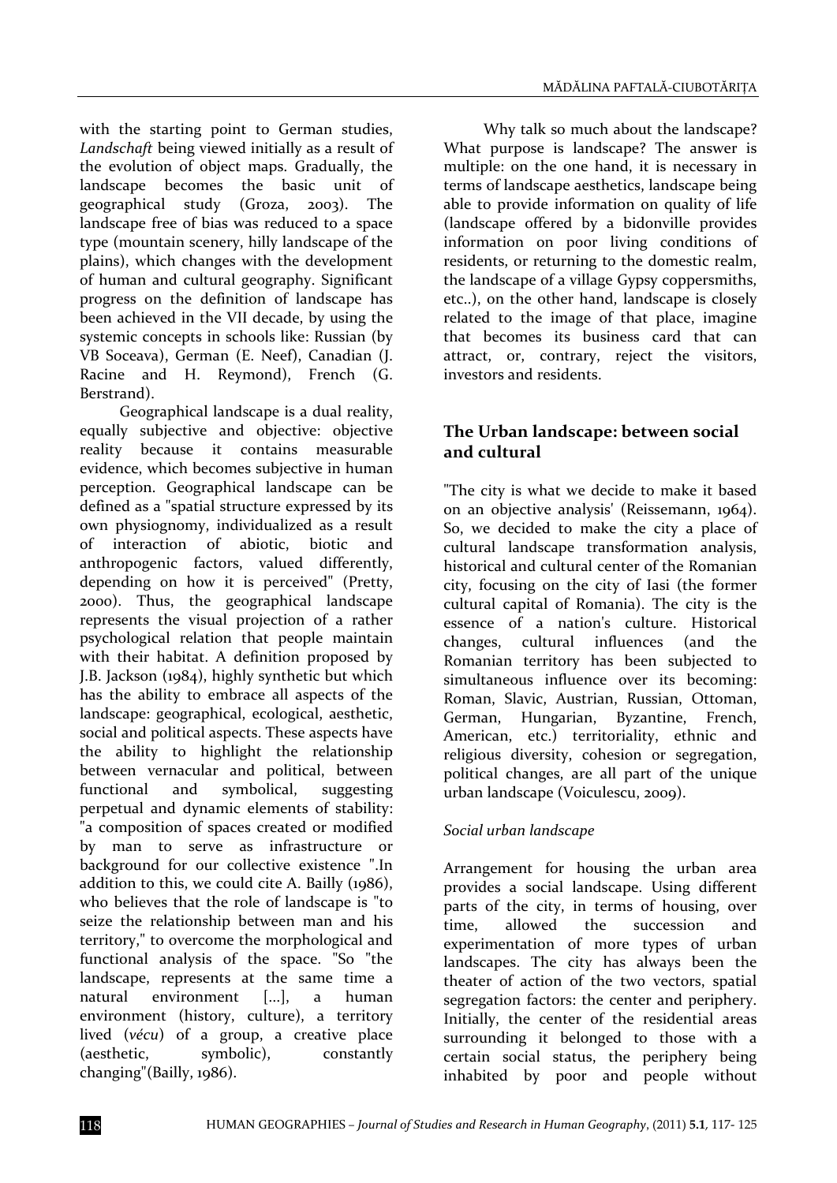with the starting point to German studies, *Landschaft* being viewed initially as a result of the evolution of object maps. Gradually, the landscape becomes the basic unit of geographical study (Groza, 2003). The landscape free of bias was reduced to a space type (mountain scenery, hilly landscape of the plains), which changes with the development of human and cultural geography. Significant progress on the definition of landscape has been achieved in the VII decade, by using the systemic concepts in schools like: Russian (by VB Soceava), German (E. Neef), Canadian (J. Racine and H. Reymond), French (G. Berstrand).

Geographical landscape is a dual reality, equally subjective and objective: objective reality because it contains measurable evidence, which becomes subjective in human perception. Geographical landscape can be defined as a "spatial structure expressed by its own physiognomy, individualized as a result of interaction of abiotic, biotic and anthropogenic factors, valued differently, depending on how it is perceived" (Pretty, 2000). Thus, the geographical landscape represents the visual projection of a rather psychological relation that people maintain with their habitat. A definition proposed by J.B. Jackson (1984), highly synthetic but which has the ability to embrace all aspects of the landscape: geographical, ecological, aesthetic, social and political aspects. These aspects have the ability to highlight the relationship between vernacular and political, between functional and symbolical, suggesting perpetual and dynamic elements of stability: "a composition of spaces created or modified by man to serve as infrastructure or background for our collective existence ".In addition to this, we could cite A. Bailly (1986), who believes that the role of landscape is "to seize the relationship between man and his territory," to overcome the morphological and functional analysis of the space. "So "the landscape, represents at the same time a natural environment [...], a human environment (history, culture), a territory lived (*vécu*) of a group, a creative place (aesthetic, symbolic), constantly changing"(Bailly, 1986).

Why talk so much about the landscape? What purpose is landscape? The answer is multiple: on the one hand, it is necessary in terms of landscape aesthetics, landscape being able to provide information on quality of life (landscape offered by a bidonville provides information on poor living conditions of residents, or returning to the domestic realm, the landscape of a village Gypsy coppersmiths, etc..), on the other hand, landscape is closely related to the image of that place, imagine that becomes its business card that can attract, or, contrary, reject the visitors, investors and residents.

## The Urban landscape: between social and cultural

"The city is what we decide to make it based on an objective analysis' (Reissemann, 1964). So, we decided to make the city a place of cultural landscape transformation analysis, historical and cultural center of the Romanian city, focusing on the city of Iasi (the former cultural capital of Romania). The city is the essence of a nation's culture. Historical changes, cultural influences (and the Romanian territory has been subjected to simultaneous influence over its becoming: Roman, Slavic, Austrian, Russian, Ottoman, German, Hungarian, Byzantine, French, American, etc.) territoriality, ethnic and religious diversity, cohesion or segregation, political changes, are all part of the unique urban landscape (Voiculescu, 2009).

### *Social urban landscape*

Arrangement for housing the urban area provides a social landscape. Using different parts of the city, in terms of housing, over time, allowed the succession and experimentation of more types of urban landscapes. The city has always been the theater of action of the two vectors, spatial segregation factors: the center and periphery. Initially, the center of the residential areas surrounding it belonged to those with a certain social status, the periphery being inhabited by poor and people without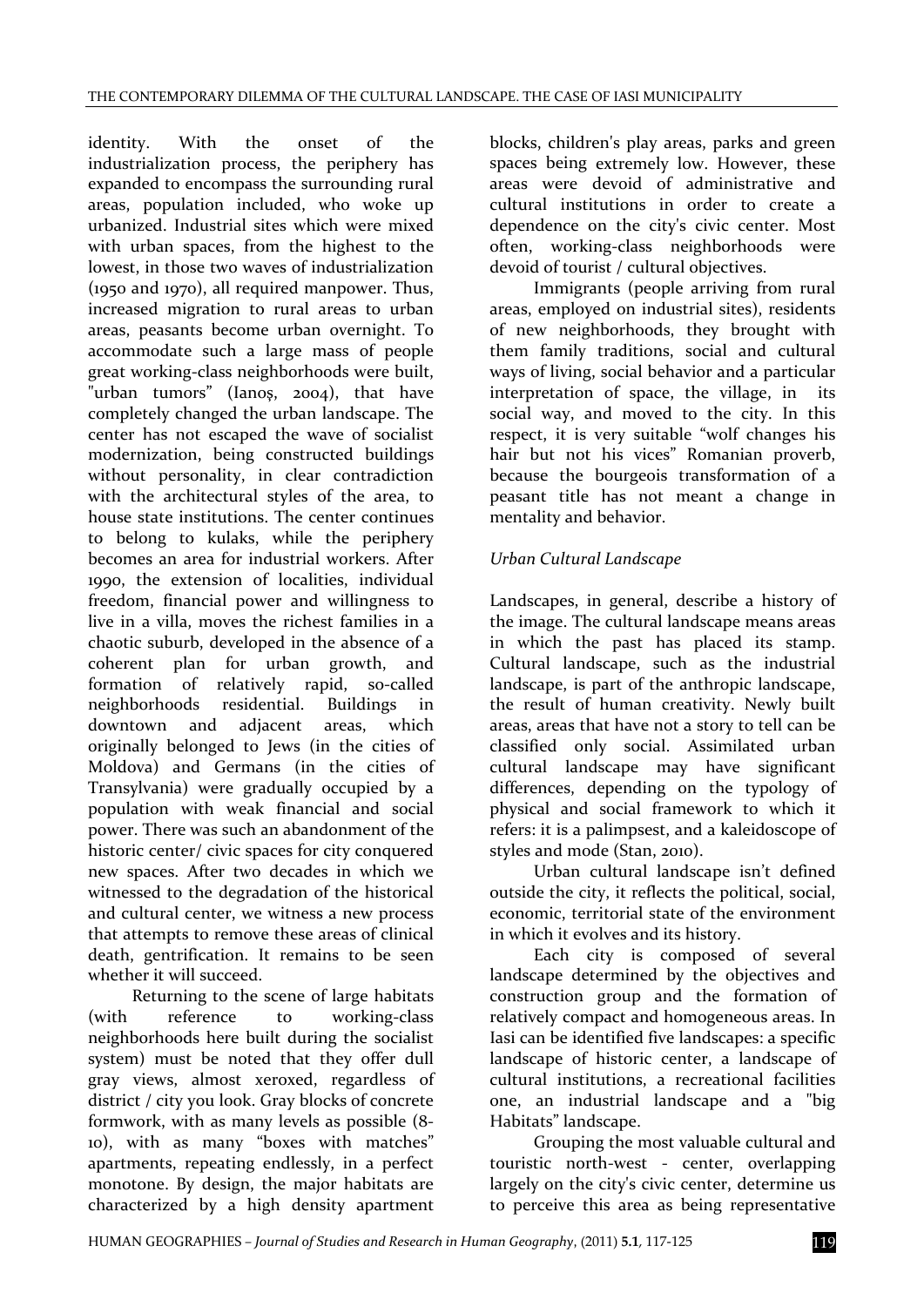identity. With the onset of the industrialization process, the periphery has expanded to encompass the surrounding rural areas, population included, who woke up urbanized. Industrial sites which were mixed with urban spaces, from the highest to the lowest, in those two waves of industrialization (1950 and 1970), all required manpower. Thus, increased migration to rural areas to urban areas, peasants become urban overnight. To accommodate such a large mass of people great working-class neighborhoods were built, "urban tumors" (Ianoş, 2004), that have completely changed the urban landscape. The center has not escaped the wave of socialist modernization, being constructed buildings without personality, in clear contradiction with the architectural styles of the area, to house state institutions. The center continues to belong to kulaks, while the periphery becomes an area for industrial workers. After 1990, the extension of localities, individual freedom, financial power and willingness to live in a villa, moves the richest families in a chaotic suburb, developed in the absence of a coherent plan for urban growth, and formation of relatively rapid, so-called neighborhoods residential. Buildings in downtown and adjacent areas, which originally belonged to Jews (in the cities of Moldova) and Germans (in the cities of Transylvania) were gradually occupied by a population with weak financial and social power. There was such an abandonment of the historic center/ civic spaces for city conquered new spaces. After two decades in which we witnessed to the degradation of the historical and cultural center, we witness a new process that attempts to remove these areas of clinical death, gentrification. It remains to be seen whether it will succeed.

Returning to the scene of large habitats (with reference to working-class neighborhoods here built during the socialist system) must be noted that they offer dull gray views, almost xeroxed, regardless of district / city you look. Gray blocks of concrete formwork, with as many levels as possible (8-10), with as many "boxes with matches" apartments, repeating endlessly, in a perfect monotone. By design, the major habitats are characterized by a high density apartment blocks, children's play areas, parks and green spaces being extremely low. However, these areas were devoid of administrative and cultural institutions in order to create a dependence on the city's civic center. Most often, working-class neighborhoods were devoid of tourist / cultural objectives.

Immigrants (people arriving from rural areas, employed on industrial sites), residents of new neighborhoods, they brought with them family traditions, social and cultural ways of living, social behavior and a particular interpretation of space, the village, in its social way, and moved to the city. In this respect, it is very suitable "wolf changes his hair but not his vices" Romanian proverb, because the bourgeois transformation of a peasant title has not meant a change in mentality and behavior.

*Urban Cultural Landscape*

Landscapes, in general, describe a history of the image. The cultural landscape means areas in which the past has placed its stamp. Cultural landscape, such as the industrial landscape, is part of the anthropic landscape, the result of human creativity. Newly built areas, areas that have not a story to tell can be classified only social. Assimilated urban cultural landscape may have significant differences, depending on the typology of physical and social framework to which it refers: it is a palimpsest, and a kaleidoscope of styles and mode (Stan, 2010).

Urban cultural landscape isn't defined outside the city, it reflects the political, social, economic, territorial state of the environment in which it evolves and its history.

Each city is composed of several landscape determined by the objectives and construction group and the formation of relatively compact and homogeneous areas. In Iasi can be identified five landscapes: a specific landscape of historic center, a landscape of cultural institutions, a recreational facilities one, an industrial landscape and a "big Habitats" landscape.

Grouping the most valuable cultural and touristic north-west - center, overlapping largely on the city's civic center, determine us to perceive this area as being representative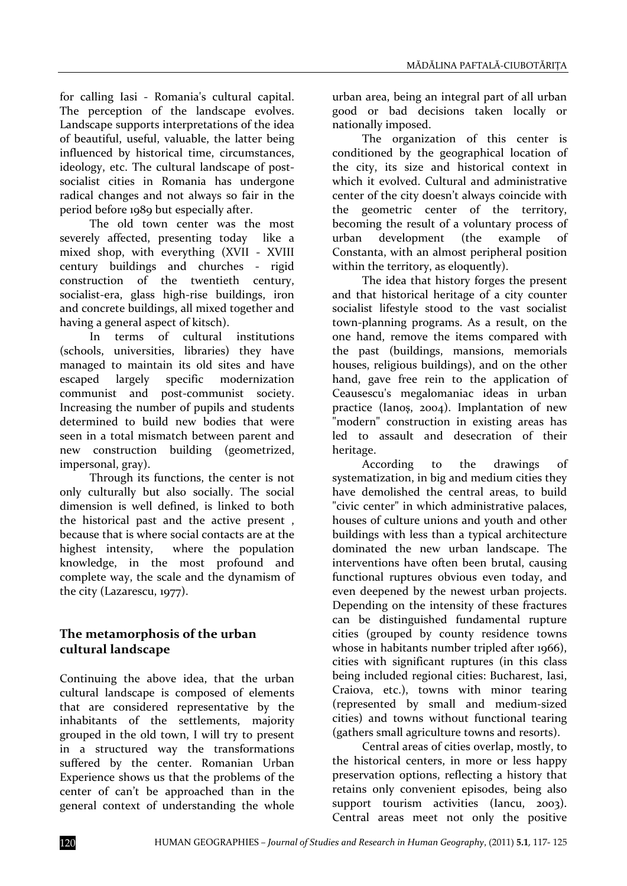for calling Iasi - Romania's cultural capital. The perception of the landscape evolves. Landscape supports interpretations of the idea of beautiful, useful, valuable, the latter being influenced by historical time, circumstances, ideology, etc. The cultural landscape of post-socialist cities in Romania has undergone radical changes and not always so fair in the period before 1989 but especially after.

The old town center was the most severely affected, presenting today like a mixed shop, with everything (XVII - XVIII century buildings and churches - rigid construction of the twentieth century, socialist-era, glass high-rise buildings, iron and concrete buildings, all mixed together and having a general aspect of kitsch).

In terms of cultural institutions (schools, universities, libraries) they have managed to maintain its old sites and have escaped largely specific modernization communist and post-communist society. Increasing the number of pupils and students determined to build new bodies that were seen in a total mismatch between parent and new construction building (geometrized, impersonal, gray).

Through its functions, the center is not only culturally but also socially. The social dimension is well defined, is linked to both the historical past and the active present , because that is where social contacts are at the highest intensity, where the population knowledge, in the most profound and complete way, the scale and the dynamism of the city (Lazarescu, 1977).

## The metamorphosis of the urban cultural landscape

Continuing the above idea, that the urban cultural landscape is composed of elements that are considered representative by the inhabitants of the settlements, majority grouped in the old town, I will try to present in a structured way the transformations suffered by the center. Romanian Urban Experience shows us that the problems of the center of can't be approached than in the general context of understanding the whole urban area, being an integral part of all urban good or bad decisions taken locally or nationally imposed.

The organization of this center is conditioned by the geographical location of the city, its size and historical context in which it evolved. Cultural and administrative center of the city doesn't always coincide with the geometric center of the territory, becoming the result of a voluntary process of urban development (the example of Constanta, with an almost peripheral position within the territory, as eloquently).

The idea that history forges the present and that historical heritage of a city counter socialist lifestyle stood to the vast socialist town-planning programs. As a result, on the one hand, remove the items compared with the past (buildings, mansions, memorials houses, religious buildings), and on the other hand, gave free rein to the application of Ceausescu's megalomaniac ideas in urban practice (Ianoș, 2004). Implantation of new "modern" construction in existing areas has led to assault and desecration of their heritage.

According to the drawings of systematization, in big and medium cities they have demolished the central areas, to build "civic center" in which administrative palaces, houses of culture unions and youth and other buildings with less than a typical architecture dominated the new urban landscape. The interventions have often been brutal, causing functional ruptures obvious even today, and even deepened by the newest urban projects. Depending on the intensity of these fractures can be distinguished fundamental rupture cities (grouped by county residence towns whose in habitants number tripled after 1966), cities with significant ruptures (in this class being included regional cities: Bucharest, Iasi, Craiova, etc.), towns with minor tearing (represented by small and medium-sized cities) and towns without functional tearing (gathers small agriculture towns and resorts).

Central areas of cities overlap, mostly, to the historical centers, in more or less happy preservation options, reflecting a history that retains only convenient episodes, being also support tourism activities (Iancu, 2003). Central areas meet not only the positive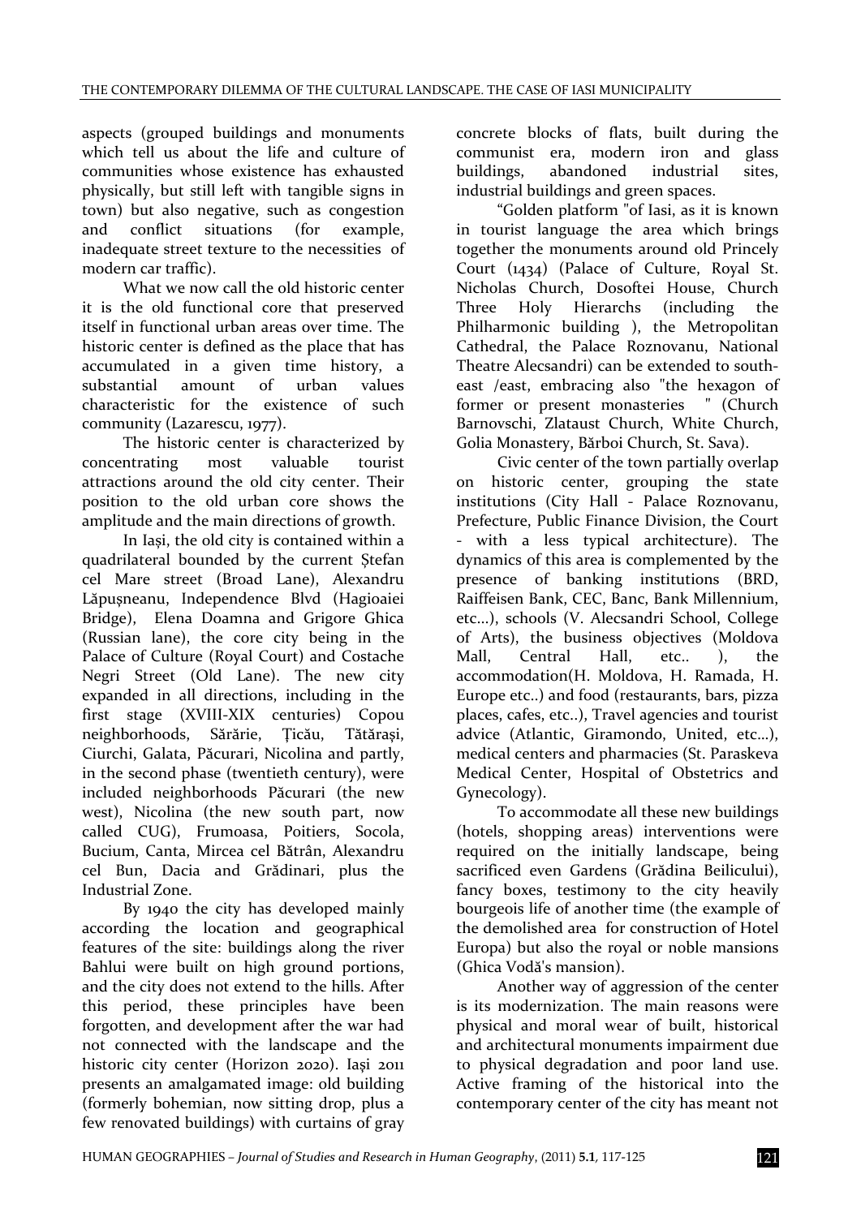aspects (grouped buildings and monuments which tell us about the life and culture of communities whose existence has exhausted physically, but still left with tangible signs in town) but also negative, such as congestion and conflict situations (for example, inadequate street texture to the necessities of modern car traffic).

What we now call the old historic center it is the old functional core that preserved itself in functional urban areas over time. The historic center is defined as the place that has accumulated in a given time history, a substantial amount of urban values characteristic for the existence of such community (Lazarescu, 1977).

The historic center is characterized by concentrating most valuable tourist attractions around the old city center. Their position to the old urban core shows the amplitude and the main directions of growth.

In Iași, the old city is contained within a quadrilateral bounded by the current Ștefan cel Mare street (Broad Lane), Alexandru Lăpușneanu, Independence Blvd (Hagioaiei Bridge), Elena Doamna and Grigore Ghica (Russian lane), the core city being in the Palace of Culture (Royal Court) and Costache Negri Street (Old Lane). The new city expanded in all directions, including in the first stage (XVIII-XIX centuries) Copou neighborhoods, Sărărie, Țicău, Tătărași, Ciurchi, Galata, Păcurari, Nicolina and partly, in the second phase (twentieth century), were included neighborhoods Păcurari (the new west), Nicolina (the new south part, now called CUG), Frumoasa, Poitiers, Socola, Bucium, Canta, Mircea cel Bătrân, Alexandru cel Bun, Dacia and Grădinari, plus the Industrial Zone.

By 1940 the city has developed mainly according the location and geographical features of the site: buildings along the river Bahlui were built on high ground portions, and the city does not extend to the hills. After this period, these principles have been forgotten, and development after the war had not connected with the landscape and the historic city center (Horizon 2020). Iași 2011 presents an amalgamated image: old building (formerly bohemian, now sitting drop, plus a few renovated buildings) with curtains of gray concrete blocks of flats, built during the communist era, modern iron and glass buildings, abandoned industrial sites, industrial buildings and green spaces.

"Golden platform "of Iasi, as it is known in tourist language the area which brings together the monuments around old Princely Court (1434) (Palace of Culture, Royal St. Nicholas Church, Dosoftei House, Church Three Holy Hierarchs (including the Philharmonic building ), the Metropolitan Cathedral, the Palace Roznovanu, National Theatre Alecsandri) can be extended to south-east /east, embracing also "the hexagon of former or present monasteries " (Church Barnovschi, Zlataust Church, White Church, Golia Monastery, Bărboi Church, St. Sava).

Civic center of the town partially overlap on historic center, grouping the state institutions (City Hall - Palace Roznovanu, Prefecture, Public Finance Division, the Court - with a less typical architecture). The dynamics of this area is complemented by the presence of banking institutions (BRD, Raiffeisen Bank, CEC, Banc, Bank Millennium, etc...), schools (V. Alecsandri School, College of Arts), the business objectives (Moldova Mall, Central Hall, etc.. ), the accommodation(H. Moldova, H. Ramada, H. Europe etc..) and food (restaurants, bars, pizza places, cafes, etc..), Travel agencies and tourist advice (Atlantic, Giramondo, United, etc…), medical centers and pharmacies (St. Paraskeva Medical Center, Hospital of Obstetrics and Gynecology).

To accommodate all these new buildings (hotels, shopping areas) interventions were required on the initially landscape, being sacrificed even Gardens (Grădina Beilicului), fancy boxes, testimony to the city heavily bourgeois life of another time (the example of the demolished area for construction of Hotel Europa) but also the royal or noble mansions (Ghica Vodă's mansion).

Another way of aggression of the center is its modernization. The main reasons were physical and moral wear of built, historical and architectural monuments impairment due to physical degradation and poor land use. Active framing of the historical into the contemporary center of the city has meant not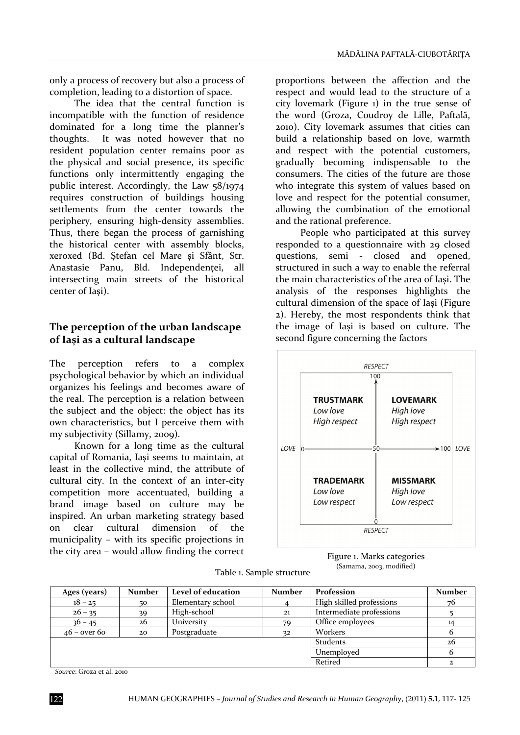only a process of recovery but also a process of completion, leading to a distortion of space.

The idea that the central function is incompatible with the function of residence dominated for a long time the planner's thoughts. It was noted however that no resident population center remains poor as the physical and social presence, its specific functions only intermittently engaging the public interest. Accordingly, the Law 58/1974 requires construction of buildings housing settlements from the center towards the periphery, ensuring high-density assemblies. Thus, there began the process of garnishing the historical center with assembly blocks, xeroxed (Bd. Ștefan cel Mare și Sfânt, Str. Anastasie Panu, Bld. Independenței, all intersecting main streets of the historical center of Iași).

## The perception of the urban landscape of Iași as a cultural landscape

The perception refers to a complex psychological behavior by which an individual organizes his feelings and becomes aware of the real. The perception is a relation between the subject and the object: the object has its own characteristics, but I perceive them with my subjectivity (Sillamy, 2009).

Known for a long time as the cultural capital of Romania, Iași seems to maintain, at least in the collective mind, the attribute of cultural city. In the context of an inter-city competition more accentuated, building a brand image based on culture may be inspired. An urban marketing strategy based on clear cultural dimension of the municipality – with its specific projections in the city area – would allow finding the correct proportions between the affection and the respect and would lead to the structure of a city lovemark (Figure 1) in the true sense of the word (Groza, Coudroy de Lille, Paftală, 2010). City lovemark assumes that cities can build a relationship based on love, warmth and respect with the potential customers, gradually becoming indispensable to the consumers. The cities of the future are those who integrate this system of values based on love and respect for the potential consumer, allowing the combination of the emotional and the rational preference.

People who participated at this survey responded to a questionnaire with 29 closed questions, semi - closed and opened, structured in such a way to enable the referral the main characteristics of the area of Iași. The analysis of the responses highlights the cultural dimension of the space of Iași (Figure 2). Hereby, the most respondents think that the image of Iași is based on culture. The second figure concerning the factors

| | RESPECT (100) | |
|---|---|---|
| | **TRUSTMARK** *Low love* *High respect* | **LOVEMARK** *High love* *High respect* |
| LOVE 0 | 50 | 100 LOVE |
| | **TRADEMARK** *Low love* *Low respect* | **MISSMARK** *High love* *Low respect* |
| | RESPECT (0) | |

Figure 1. Marks categories
(Samama, 2003, modified)

Table 1. Sample structure

| Ages (years) | Number | Level of education | Number | Profession | Number |
|---|---|---|---|---|---|
| 18 – 25 | 50 | Elementary school | 4 | High skilled professions | 76 |
| 26 – 35 | 39 | High-school | 21 | Intermediate professions | 5 |
| 36 – 45 | 26 | University | 79 | Office employees | 14 |
| 46 – over 60 | 20 | Postgraduate | 32 | Workers | 6 |
| | | | | Students | 26 |
| | | | | Unemployed | 6 |
| | | | | Retired | 2 |

*Source*: Groza et al. 2010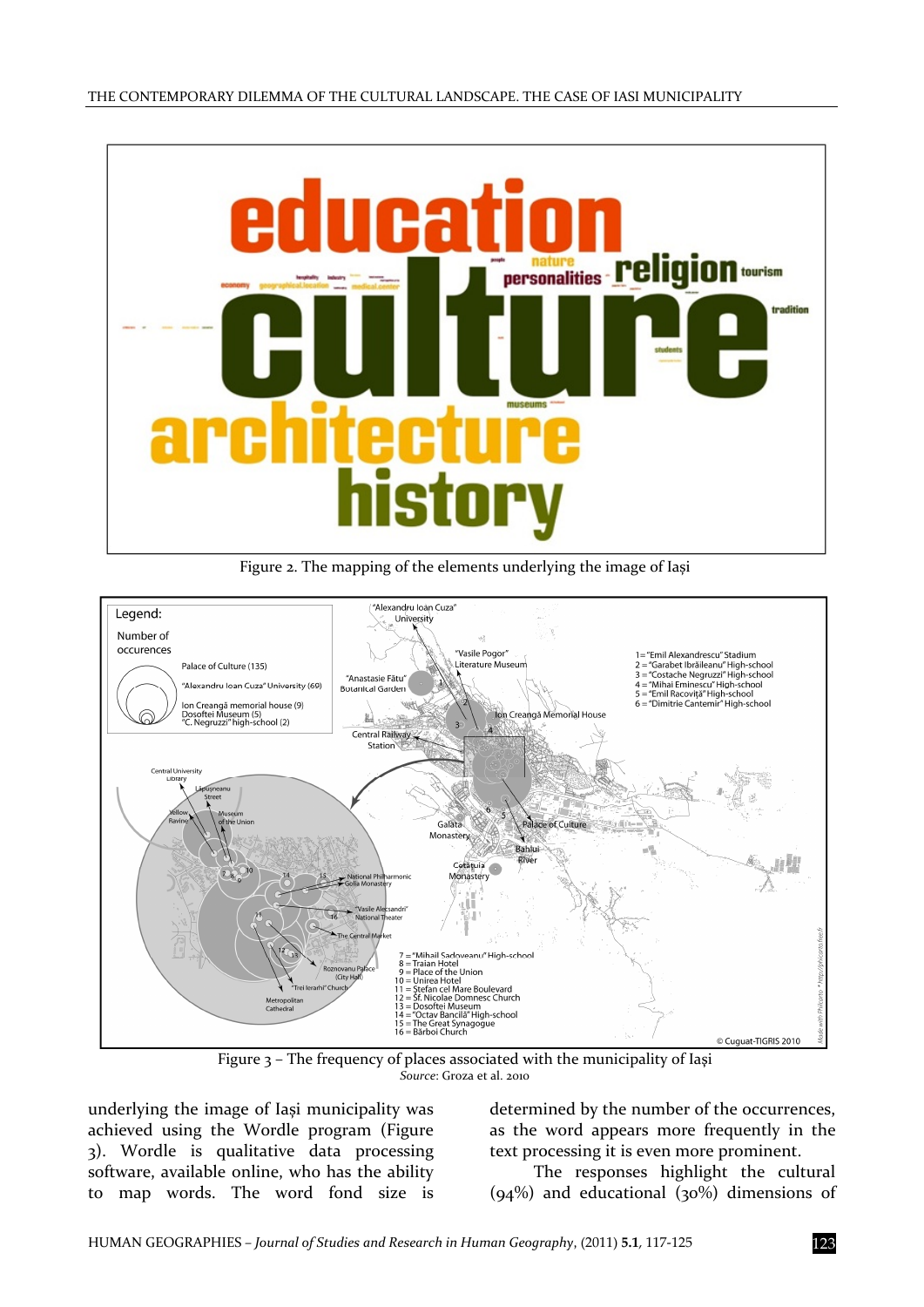Figure 2. The mapping of the elements underlying the image of Iași

Figure 3 – The frequency of places associated with the municipality of Iași
*Source*: Groza et al. 2010

underlying the image of Iași municipality was achieved using the Wordle program (Figure 3). Wordle is qualitative data processing software, available online, who has the ability to map words. The word fond size is determined by the number of the occurrences, as the word appears more frequently in the text processing it is even more prominent.

The responses highlight the cultural (94%) and educational (30%) dimensions of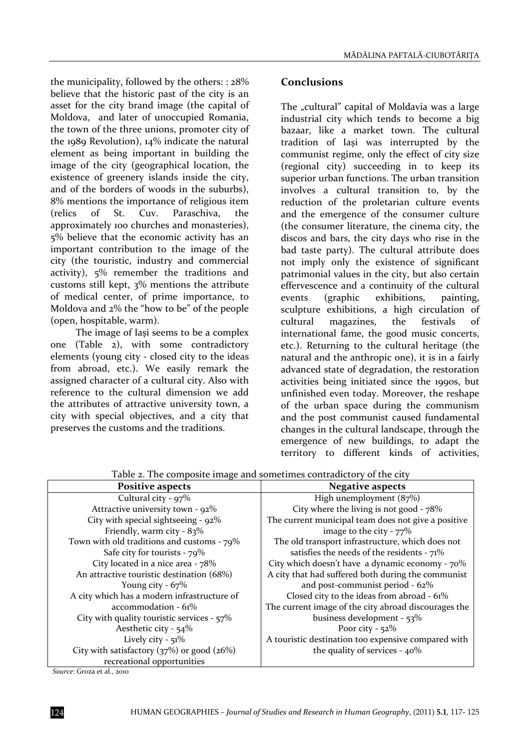the municipality, followed by the others: : 28% believe that the historic past of the city is an asset for the city brand image (the capital of Moldova, and later of unoccupied Romania, the town of the three unions, promoter city of the 1989 Revolution), 14% indicate the natural element as being important in building the image of the city (geographical location, the existence of greenery islands inside the city, and of the borders of woods in the suburbs), 8% mentions the importance of religious item (relics of St. Cuv. Paraschiva, the approximately 100 churches and monasteries), 5% believe that the economic activity has an important contribution to the image of the city (the touristic, industry and commercial activity), 5% remember the traditions and customs still kept, 3% mentions the attribute of medical center, of prime importance, to Moldova and 2% the "how to be" of the people (open, hospitable, warm).

The image of Iași seems to be a complex one (Table 2), with some contradictory elements (young city - closed city to the ideas from abroad, etc.). We easily remark the assigned character of a cultural city. Also with reference to the cultural dimension we add the attributes of attractive university town, a city with special objectives, and a city that preserves the customs and the traditions.

## Conclusions

The „cultural" capital of Moldavia was a large industrial city which tends to become a big bazaar, like a market town. The cultural tradition of Iași was interrupted by the communist regime, only the effect of city size (regional city) succeeding in to keep its superior urban functions. The urban transition involves a cultural transition to, by the reduction of the proletarian culture events and the emergence of the consumer culture (the consumer literature, the cinema city, the discos and bars, the city days who rise in the bad taste party). The cultural attribute does not imply only the existence of significant patrimonial values in the city, but also certain effervescence and a continuity of the cultural events (graphic exhibitions, painting, sculpture exhibitions, a high circulation of cultural magazines, the festivals of international fame, the good music concerts, etc.). Returning to the cultural heritage (the natural and the anthropic one), it is in a fairly advanced state of degradation, the restoration activities being initiated since the 1990s, but unfinished even today. Moreover, the reshape of the urban space during the communism and the post communist caused fundamental changes in the cultural landscape, through the emergence of new buildings, to adapt the territory to different kinds of activities,

Table 2. The composite image and sometimes contradictory of the city

| Positive aspects | Negative aspects |
|---|---|
| Cultural city - 97% | High unemployment (87%) |
| Attractive university town - 92% | City where the living is not good - 78% |
| City with special sightseeing - 92% | The current municipal team does not give a positive image to the city - 77% |
| Friendly, warm city - 83% | The old transport infrastructure, which does not satisfies the needs of the residents - 71% |
| Town with old traditions and customs - 79% | City which doesn't have a dynamic economy - 70% |
| Safe city for tourists - 79% | A city that had suffered both during the communist and post-communist period - 62% |
| City located in a nice area - 78% | Closed city to the ideas from abroad - 61% |
| An attractive touristic destination (68%) | The current image of the city abroad discourages the business development - 53% |
| Young city - 67% | Poor city - 52% |
| A city which has a modern infrastructure of accommodation - 61% | A touristic destination too expensive compared with the quality of services - 40% |
| City with quality touristic services - 57% | |
| Aesthetic city - 54% | |
| Lively city - 51% | |
| City with satisfactory (37%) or good (26%) recreational opportunities | |

*Source*: Groza et al., 2010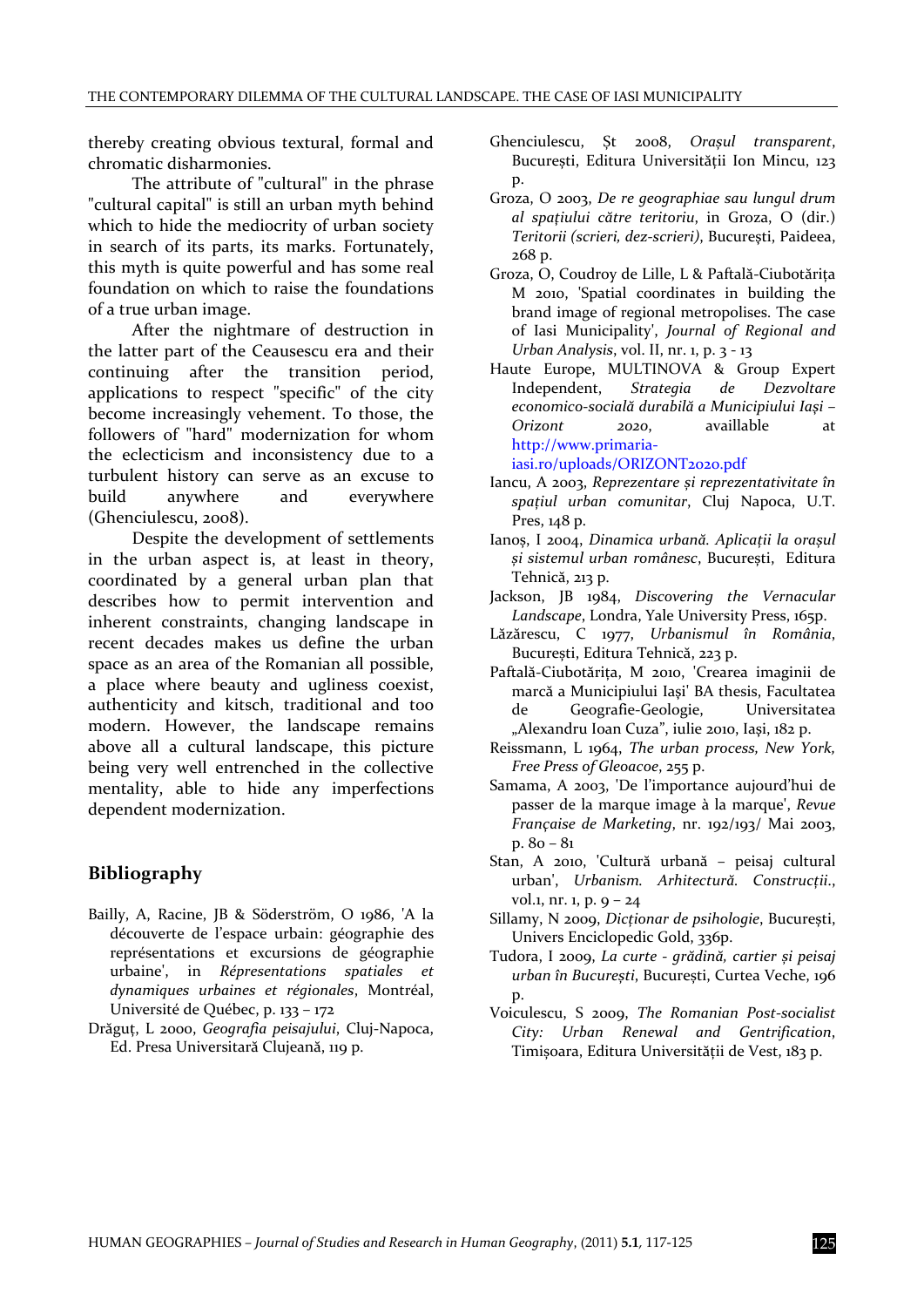thereby creating obvious textural, formal and chromatic disharmonies.

The attribute of "cultural" in the phrase "cultural capital" is still an urban myth behind which to hide the mediocrity of urban society in search of its parts, its marks. Fortunately, this myth is quite powerful and has some real foundation on which to raise the foundations of a true urban image.

After the nightmare of destruction in the latter part of the Ceausescu era and their continuing after the transition period, applications to respect "specific" of the city become increasingly vehement. To those, the followers of "hard" modernization for whom the eclecticism and inconsistency due to a turbulent history can serve as an excuse to build anywhere and everywhere (Ghenciulescu, 2008).

Despite the development of settlements in the urban aspect is, at least in theory, coordinated by a general urban plan that describes how to permit intervention and inherent constraints, changing landscape in recent decades makes us define the urban space as an area of the Romanian all possible, a place where beauty and ugliness coexist, authenticity and kitsch, traditional and too modern. However, the landscape remains above all a cultural landscape, this picture being very well entrenched in the collective mentality, able to hide any imperfections dependent modernization.

## Bibliography

Bailly, A, Racine, JB & Söderström, O 1986, 'A la découverte de l'espace urbain: géographie des représentations et excursions de géographie urbaine', in *Répresentations spatiales et dynamiques urbaines et régionales*, Montréal, Université de Québec, p. 133 – 172

Drăguț, L 2000, *Geografia peisajului*, Cluj-Napoca, Ed. Presa Universitară Clujeană, 119 p.

Ghenciulescu, Șt 2008, *Orașul transparent*, București, Editura Universității Ion Mincu, 123 p.

Groza, O 2003, *De re geographiae sau lungul drum al spațiului către teritoriu*, in Groza, O (dir.) *Teritorii (scrieri, dez-scrieri)*, București, Paideea, 268 p.

Groza, O, Coudroy de Lille, L & Paftală-Ciubotărița M 2010, 'Spatial coordinates in building the brand image of regional metropolises. The case of Iasi Municipality', *Journal of Regional and Urban Analysis*, vol. II, nr. 1, p. 3 - 13

Haute Europe, MULTINOVA & Group Expert Independent, *Strategia de Dezvoltare economico-socială durabilă a Municipiului Iași – Orizont 2020*, availlable at http://www.primaria-iasi.ro/uploads/ORIZONT2020.pdf

Iancu, A 2003, *Reprezentare și reprezentativitate în spațiul urban comunitar*, Cluj Napoca, U.T. Pres, 148 p.

Ianoș, I 2004, *Dinamica urbană. Aplicații la orașul și sistemul urban românesc*, București, Editura Tehnică, 213 p.

Jackson, JB 1984, *Discovering the Vernacular Landscape*, Londra, Yale University Press, 165p.

Lăzărescu, C 1977, *Urbanismul în România*, București, Editura Tehnică, 223 p.

Paftală-Ciubotărița, M 2010, 'Crearea imaginii de marcă a Municipiului Iași' BA thesis, Facultatea de Geografie-Geologie, Universitatea „Alexandru Ioan Cuza", iulie 2010, Iași, 182 p.

Reissmann, L 1964, *The urban process, New York, Free Press of Gleoacoe*, 255 p.

Samama, A 2003, 'De l'importance aujourd'hui de passer de la marque image à la marque', *Revue Française de Marketing*, nr. 192/193/ Mai 2003, p. 80 – 81

Stan, A 2010, 'Cultură urbană – peisaj cultural urban', *Urbanism. Arhitectură. Construcții.*, vol.1, nr. 1, p. 9 – 24

Sillamy, N 2009, *Dicționar de psihologie*, București, Univers Enciclopedic Gold, 336p.

Tudora, I 2009, *La curte - grădină, cartier și peisaj urban în București*, București, Curtea Veche, 196 p.

Voiculescu, S 2009, *The Romanian Post-socialist City: Urban Renewal and Gentrification*, Timișoara, Editura Universității de Vest, 183 p.